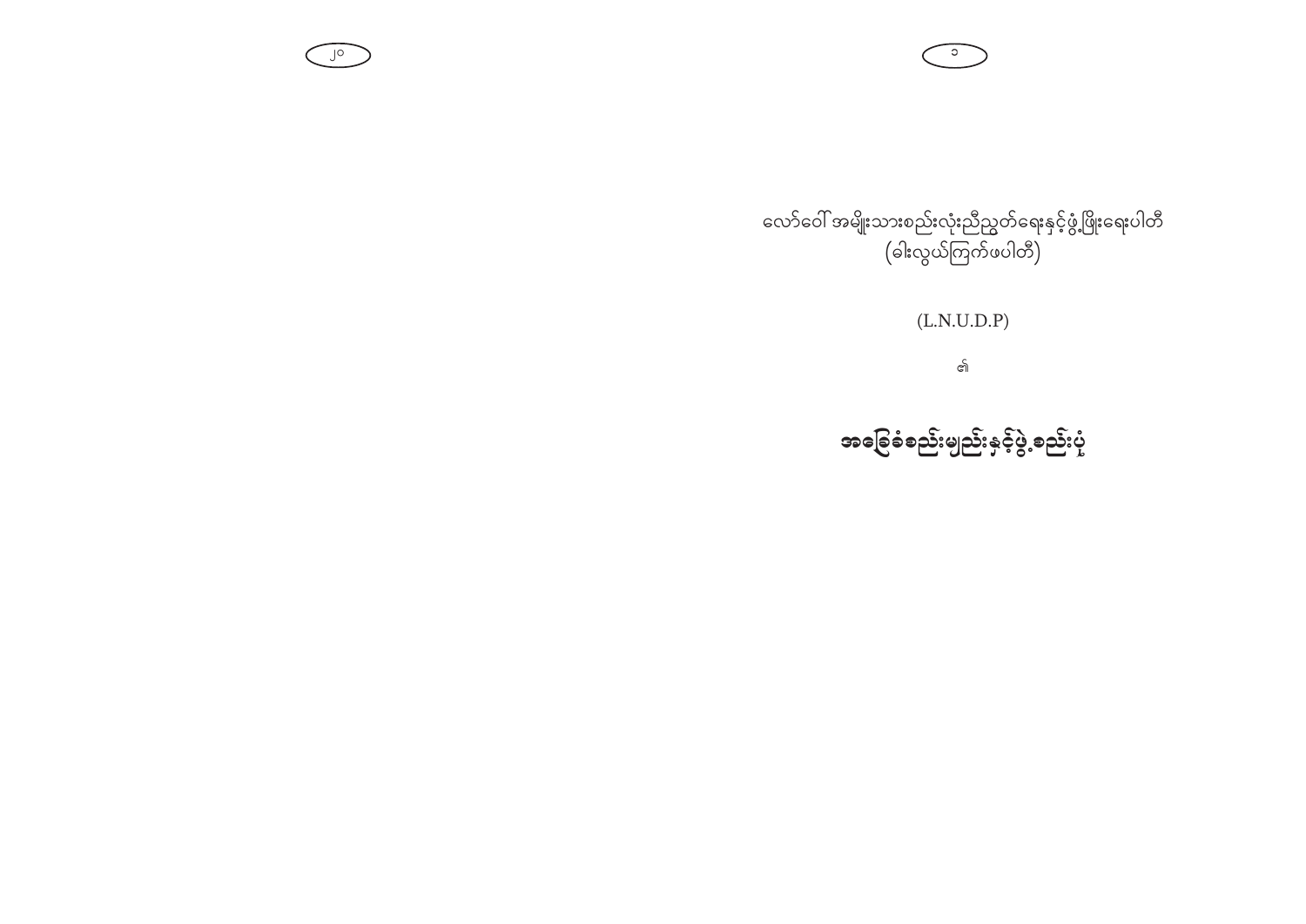လော်ဝေါ် အမျိုးသားစည်းလုံးညီညွတ်ရေးနှင့်ဖွံ့ဖြိုးရေးပါတီ
(ခါးလွယ်ကြက်ဖပါတီ)

(L.N.U.D.P)

၏

# အခြေခံစည်းမျည်းနှင့်ဖွဲ့စည်းပုံ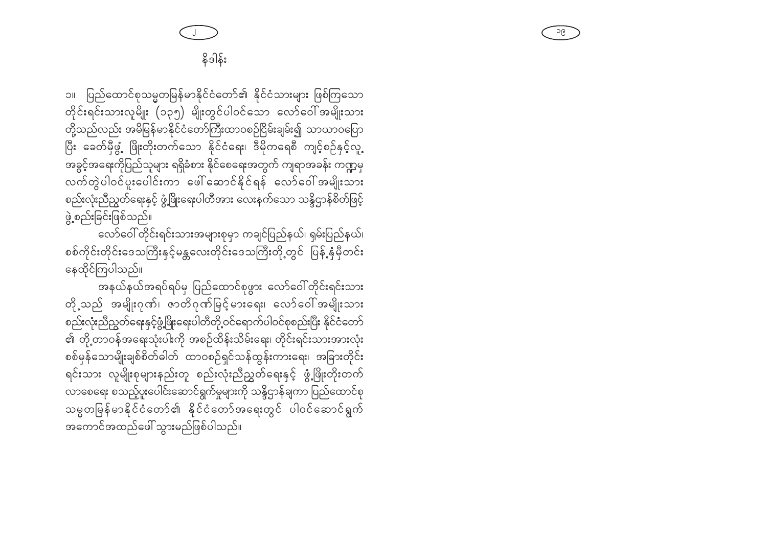## နိဒါန်း

၁။ ပြည်ထောင်စုသမ္မတမြန်မာနိုင်ငံတော်၏ နိုင်ငံသားများ ဖြစ်ကြသော တိုင်းရင်းသားလူမျိုး (၁၃၅) မျိုးတွင်ပါဝင်သော လော်ဝေါ်အမျိုးသား တို့သည်လည်း အမိမြန်မာနိုင်ငံတော်ကြီးထာဝစဉ်ငြိမ်းချမ်း၍ သာယာဝပြော ပြီး ခေတ်မီဖွံ့ ဖြိုးတိုးတက်သော နိုင်ငံရေး၊ ဒီမိုကရေစီ ကျင့်စဉ်နှင့်လူ့ အခွင့်အရေးကိုပြည်သူများ ရရှိခံစား နိုင်စေရေးအတွက် ကျရာအခန်း ကဏ္ဍမှ လက်တွဲပါဝင်ပူးပေါင်းကာ ဖေါ်ဆောင်နိုင်ရန် လော်ဝေါ်အမျိုးသား စည်းလုံးညီညွတ်ရေးနှင့် ဖွံ့ဖြိုးရေးပါတီအား လေးနက်သော သန္နိဋ္ဌာန်စိတ်ဖြင့် ဖွဲ့စည်းခြင်းဖြစ်သည်။

လော်ဝေါ်တိုင်းရင်းသားအများစုမှာ ကချင်ပြည်နယ်၊ ရှမ်းပြည်နယ်၊ စစ်ကိုင်းတိုင်းဒေသကြီးနှင့်မန္တလေးတိုင်းဒေသကြီးတို့တွင် ပြန့်နှံ့မှီတင်း နေထိုင်ကြပါသည်။

အနယ်နယ်အရပ်ရပ်မှ ပြည်ထောင်စုဖွား လော်ဝေါ်တိုင်းရင်းသား တို့သည် အမျိုးဂုဏ်၊ ဇာတိဂုဏ်မြင့်မားရေး၊ လော်ဝေါ်အမျိုးသား စည်းလုံးညီညွတ်ရေးနှင့်ဖွံ့ဖြိုးရေးပါတီတို့ဝင်ရောက်ပါဝင်စုစည်းပြီး နိုင်ငံတော်၏ တို့တာဝန်အရေးသုံးပါးကို အစဉ်ထိန်းသိမ်းရေး၊ တိုင်းရင်းသားအားလုံး စစ်မှန်သောမျိုးချစ်စိတ်ဓါတ် ထာဝစဉ်ရှင်သန်ထွန်းကားရေး၊ အခြားတိုင်း ရင်းသား လူမျိုးစုများနည်းတူ စည်းလုံးညီညွတ်ရေးနှင့် ဖွံ့ဖြိုးတိုးတက် လာစေရေး စသည့်ပူးပေါင်းဆောင်ရွက်မှုများကို သန္နိဋ္ဌာန်ချကာ ပြည်ထောင်စု သမ္မတမြန်မာနိုင်ငံတော်၏ နိုင်ငံတော်အရေးတွင် ပါဝင်ဆောင်ရွက် အကောင်အထည်ဖေါ်သွားမည်ဖြစ်ပါသည်။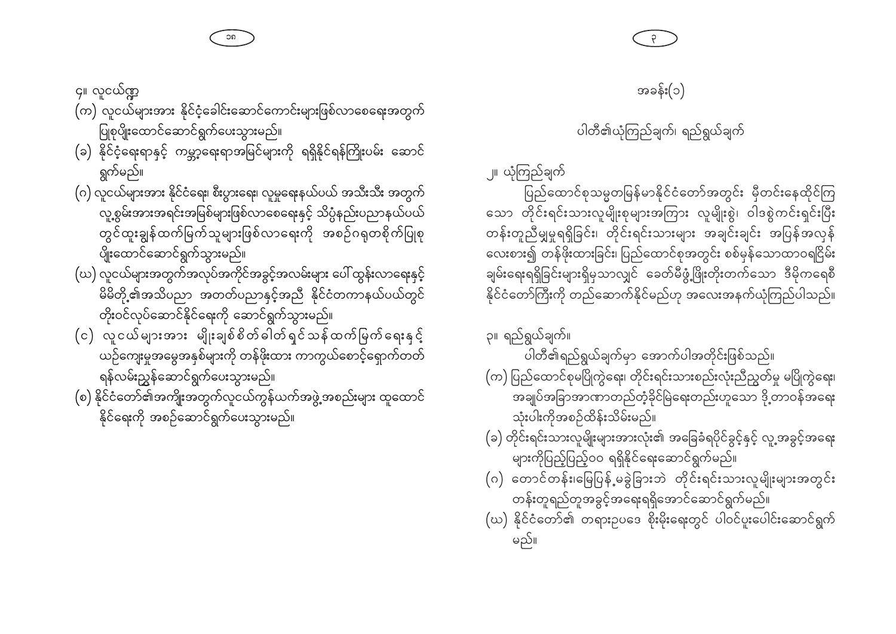၄။ လူငယ်ရေးရာ

(က) လူငယ်များအား နိုင်ငံ့ခေါင်းဆောင်ကောင်းများဖြစ်လာစေရေးအတွက် ပြုစုပျိုးထောင်ဆောင်ရွက်ပေးသွားမည်။

(ခ) နိုင်ငံ့ရေးရာနှင့် ကမ္ဘာ့ရေးရာအမြင်များကို ရရှိနိုင်ရန်ကြိုးပမ်း ဆောင်ရွက်မည်။

(ဂ) လူငယ်များအား နိုင်ငံရေး၊ စီးပွားရေး၊ လူမှုရေးနယ်ပယ် အသီးသီး အတွက် လူ့စွမ်းအားအရင်းအမြစ်များဖြစ်လာစေရေးနှင့် သိပ္ပံနည်းပညာနယ်ပယ်တွင်ထူးချွန်ထက်မြက်သူများဖြစ်လာရေးကို အစဉ်ဂရုတစိုက်ပြုစုပျိုးထောင်ဆောင်ရွက်သွားမည်။

(ဃ) လူငယ်များအတွက်အလုပ်အကိုင်အခွင့်အလမ်းများ ပေါ်ထွန်းလာရေးနှင့် မိမိတို့၏အသိပညာ အတတ်ပညာနှင့်အညီ နိုင်ငံတကာနယ်ပယ်တွင် တိုးဝင်လုပ်ဆောင်နိုင်ရေးကို ဆောင်ရွက်သွားမည်။

(င) လူငယ်များအား မျိုးချစ်စိတ်ဓါတ်ရှင်သန်ထက်မြက်ရေးနှင့် ယဉ်ကျေးမှုအမွေအနှစ်များကို တန်ဖိုးထား ကာကွယ်စောင့်ရှောက်တတ်ရန်လမ်းညွှန်ဆောင်ရွက်ပေးသွားမည်။

(စ) နိုင်ငံတော်၏အကျိုးအတွက်လူငယ်ကွန်ယက်အဖွဲ့အစည်းများ ထူထောင်နိုင်ရေးကို အစဉ်ဆောင်ရွက်ပေးသွားမည်။

## အခန်း(၁)

### ပါတီ၏ယုံကြည်ချက်၊ ရည်ရွယ်ချက်

၂။ ယုံကြည်ချက်

ပြည်ထောင်စုသမ္မတမြန်မာနိုင်ငံတော်အတွင်း မှီတင်းနေထိုင်ကြသော တိုင်းရင်းသားလူမျိုးစုများအကြား လူမျိုးစွဲ၊ ဝါဒစွဲကင်းရှင်းပြီး တန်းတူညီမျှမှုရရှိခြင်း၊ တိုင်းရင်းသားများ အချင်းချင်း အပြန်အလှန်လေးစား၍ တန်ဖိုးထားခြင်း၊ ပြည်ထောင်စုအတွင်း စစ်မှန်သောထာဝရငြိမ်းချမ်းရေးရရှိခြင်းများရှိမှသာလျှင် ခေတ်မီဖွံ့ဖြိုးတိုးတက်သော ဒီမိုကရေစီနိုင်ငံတော်ကြီးကို တည်ဆောက်နိုင်မည်ဟု အလေးအနက်ယုံကြည်ပါသည်။

၃။ ရည်ရွယ်ချက်။

ပါတီ၏ရည်ရွယ်ချက်မှာ အောက်ပါအတိုင်းဖြစ်သည်။

(က) ပြည်ထောင်စုမပြိုကွဲရေး၊ တိုင်းရင်းသားစည်းလုံးညီညွတ်မှု မပြိုကွဲရေး၊ အချုပ်အခြာအာဏာတည်တံ့ခိုင်မြဲရေးတည်းဟူသော ဒို့တာဝန်အရေးသုံးပါးကိုအစဉ်ထိန်းသိမ်းမည်။

(ခ) တိုင်းရင်းသားလူမျိုးများအားလုံး၏ အခြေခံရပိုင်ခွင့်နှင့် လူ့အခွင့်အရေးများကိုပြည့်ပြည့်ဝဝ ရရှိနိုင်ရေးဆောင်ရွက်မည်။

(ဂ) တောင်တန်း၊မြေပြန့်မခွဲခြားဘဲ တိုင်းရင်းသားလူမျိုးများအတွင်း တန်းတူရည်တူအခွင့်အရေးရရှိအောင်ဆောင်ရွက်မည်။

(ဃ) နိုင်ငံတော်၏ တရားဥပဒေ စိုးမိုးရေးတွင် ပါဝင်ပူးပေါင်းဆောင်ရွက်မည်။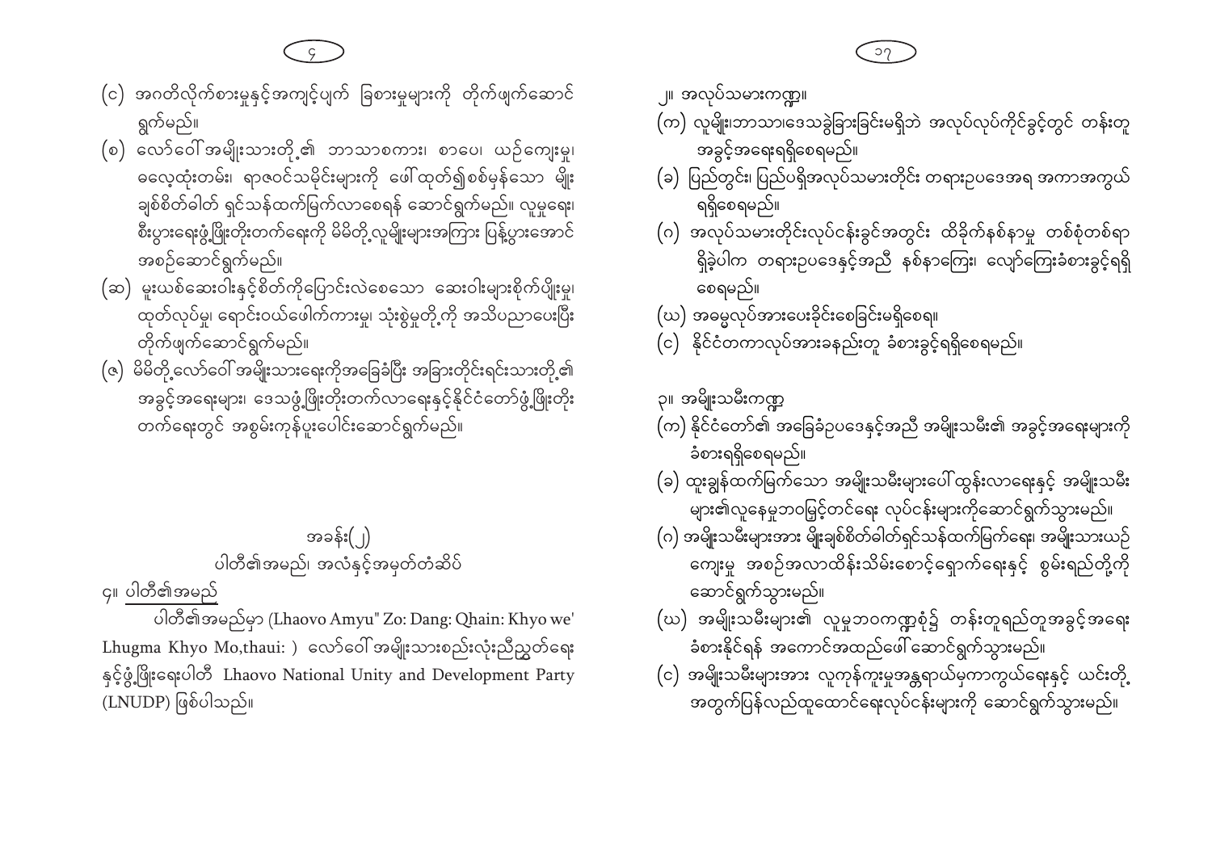(င) အဂတိလိုက်စားမှုနှင့်အကျင့်ပျက် ခြစားမှုများကို တိုက်ဖျက်ဆောင်ရွက်မည်။

(စ) လော်ဝေါ် အမျိုးသားတို့၏ ဘာသာစကား၊ စာပေ၊ ယဉ်ကျေးမှု၊ ဓလေ့ထုံးတမ်း၊ ရာဇဝင်သမိုင်းများကို ဖေါ်ထုတ်၍စစ်မှန်သော မျိုးချစ်စိတ်ဓါတ် ရှင်သန်ထက်မြက်လာစေရန် ဆောင်ရွက်မည်။ လူမှုရေး၊ စီးပွားရေးဖွံ့ဖြိုးတိုးတက်ရေးကို မိမိတို့လူမျိုးများအကြား ပြန့်ပွားအောင် အစဉ်ဆောင်ရွက်မည်။

(ဆ) မူးယစ်ဆေးဝါးနှင့်စိတ်ကိုပြောင်းလဲစေသော ဆေးဝါးများစိုက်ပျိုးမှု၊ ထုတ်လုပ်မှု၊ ရောင်းဝယ်ဖေါက်ကားမှု၊ သုံးစွဲမှုတို့ကို အသိပညာပေးပြီး တိုက်ဖျက်ဆောင်ရွက်မည်။

(ဇ) မိမိတို့လော်ဝေါ် အမျိုးသားရေးကိုအခြေခံပြီး အခြားတိုင်းရင်းသားတို့၏ အခွင့်အရေးများ၊ ဒေသဖွံ့ဖြိုးတိုးတက်လာရေးနှင့်နိုင်ငံတော်ဖွံ့ဖြိုးတိုးတက်ရေးတွင် အစွမ်းကုန်ပူးပေါင်းဆောင်ရွက်မည်။

## အခန်း(၂)
## ပါတီ၏အမည်၊ အလံနှင့်အမှတ်တံဆိပ်

၄။ <u>ပါတီ၏အမည်</u>

ပါတီ၏အမည်မှာ (Lhaovo Amyu" Zo: Dang: Qhain: Khyo we' Lhugma Khyo Mo,thaui: ) လော်ဝေါ် အမျိုးသားစည်းလုံးညီညွတ်ရေးနှင့်ဖွံ့ဖြိုးရေးပါတီ Lhaovo National Unity and Development Party (LNUDP) ဖြစ်ပါသည်။

၂။ အလုပ်သမားကဏ္ဍ။

(က) လူမျိုး၊ဘာသာ၊ဒေသခွဲခြားခြင်းမရှိဘဲ အလုပ်လုပ်ကိုင်ခွင့်တွင် တန်းတူအခွင့်အရေးရရှိစေရမည်။

(ခ) ပြည်တွင်း၊ ပြည်ပရှိအလုပ်သမားတိုင်း တရားဥပဒေအရ အကာအကွယ်ရရှိစေရမည်။

(ဂ) အလုပ်သမားတိုင်းလုပ်ငန်းခွင်အတွင်း ထိခိုက်နစ်နာမှု တစ်စုံတစ်ရာရှိခဲ့ပါက တရားဥပဒေနှင့်အညီ နစ်နာကြေး၊ လျော်ကြေးခံစားခွင့်ရရှိစေရမည်။

(ဃ) အဓမ္မလုပ်အားပေးခိုင်းစေခြင်းမရှိစေရ။

(င) နိုင်ငံတကာလုပ်အားခနည်းတူ ခံစားခွင့်ရရှိစေရမည်။

၃။ အမျိုးသမီးကဏ္ဍ

(က) နိုင်ငံတော်၏ အခြေခံဥပဒေနှင့်အညီ အမျိုးသမီး၏ အခွင့်အရေးများကို ခံစားရရှိစေရမည်။

(ခ) ထူးချွန်ထက်မြက်သော အမျိုးသမီးများပေါ်ထွန်းလာရေးနှင့် အမျိုးသမီးများ၏လူနေမှုဘဝမြှင့်တင်ရေး လုပ်ငန်းများကိုဆောင်ရွက်သွားမည်။

(ဂ) အမျိုးသမီးများအား မျိုးချစ်စိတ်ဓါတ်ရှင်သန်ထက်မြက်ရေး၊ အမျိုးသားယဉ်ကျေးမှု အစဉ်အလာထိန်းသိမ်းစောင့်ရှောက်ရေးနှင့် စွမ်းရည်တို့ကို ဆောင်ရွက်သွားမည်။

(ဃ) အမျိုးသမီးများ၏ လူမှုဘဝကဏ္ဍစုံ၌ တန်းတူရည်တူအခွင့်အရေးခံစားနိုင်ရန် အကောင်အထည်ဖေါ်ဆောင်ရွက်သွားမည်။

(င) အမျိုးသမီးများအား လူကုန်ကူးမှုအန္တရာယ်မှကာကွယ်ရေးနှင့် ယင်းတို့အတွက်ပြန်လည်ထူထောင်ရေးလုပ်ငန်းများကို ဆောင်ရွက်သွားမည်။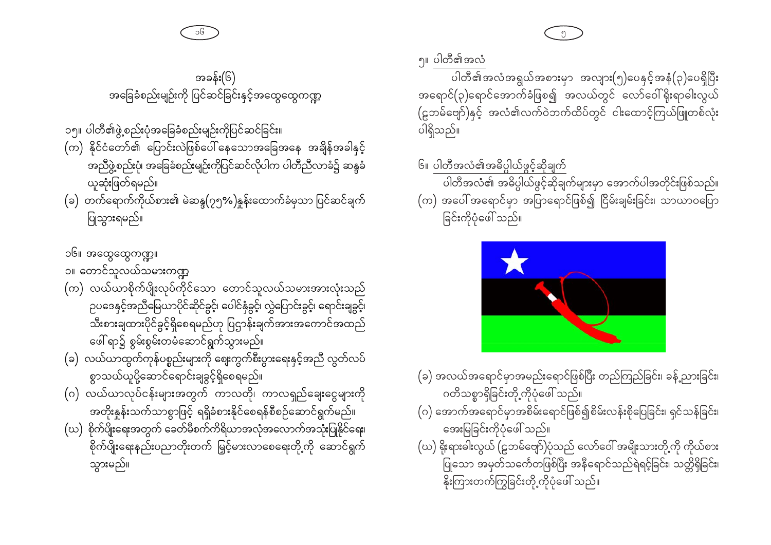## အခန်း(၆)
## အခြေခံစည်းမျဉ်းကို ပြင်ဆင်ခြင်းနှင့်အထွေထွေကဏ္ဍ

၁၅။ ပါတီ၏ဖွဲ့စည်းပုံအခြေခံစည်းမျဉ်းကိုပြင်ဆင်ခြင်း။

(က) နိုင်ငံတော်၏ ပြောင်းလဲဖြစ်ပေါ်နေသောအခြေအနေ အချိန်အခါနှင့် အညီဖွဲ့စည်းပုံ အခြေခံစည်းမျဉ်းကိုပြင်ဆင်လိုပါက ပါတီညီလာခံ၌ ဆန္ဒခံယူဆုံးဖြတ်ရမည်။

(ခ) တက်ရောက်ကိုယ်စား၏ မဲဆန္ဒ(၇၅%)နှုန်းထောက်ခံမှသာ ပြင်ဆင်ချက် ပြုသွားရမည်။

၁၆။ အထွေထွေကဏ္ဍ။

၁။ တောင်သူလယ်သမားကဏ္ဍ

(က) လယ်ယာစိုက်ပျိုးလုပ်ကိုင်သော တောင်သူလယ်သမားအားလုံးသည် ဥပဒေနှင့်အညီမြေယာပိုင်ဆိုင်ခွင့်၊ ပေါင်နှံခွင့်၊ လွှဲပြောင်းခွင့်၊ ရောင်းချခွင့်၊ သီးစားချထားပိုင်ခွင့်ရှိစေရမည်ဟု ပြဋ္ဌာန်းချက်အားအကောင်အထည် ဖော်ရာ၌ စွမ်းစွမ်းတမံဆောင်ရွက်သွားမည်။

(ခ) လယ်ယာထွက်ကုန်ပစ္စည်းများကို ဈေးကွက်စီးပွားရေးနှင့်အညီ လွတ်လပ်စွာသယ်ယူပို့ဆောင်ရောင်းချခွင့်ရှိစေရမည်။

(ဂ) လယ်ယာလုပ်ငန်းများအတွက် ကာလတို၊ ကာလရှည်ချေးငွေများကို အတိုးနှုန်းသက်သာစွာဖြင့် ရရှိခံစားနိုင်စေရန်စီစဉ်ဆောင်ရွက်မည်။

(ဃ) စိုက်ပျိုးရေးအတွက် ခေတ်မီစက်ကိရိယာအလုံအလောက်အသုံးပြုနိုင်ရေး၊ စိုက်ပျိုးရေးနည်းပညာတိုးတက် မြင့်မားလာစေရေးတို့ကို ဆောင်ရွက်သွားမည်။

၅။ <u>ပါတီ၏အလံ</u>

ပါတီ၏အလံအရွယ်အစားမှာ အလျား(၅)ပေနှင့်အနံ(၃)ပေရှိပြီး အရောင်(၃)ရောင်အောက်ခံဖြစ်၍ အလယ်တွင် လော်ဝေါ်ရိုးရာဓါးလွယ် (ဥဘမ်ဖျော်)နှင့် အလံ၏လက်ဝဲဘက်ထိပ်တွင် ငါးထောင့်ကြယ်ဖြူတစ်လုံး ပါရှိသည်။

၆။ <u>ပါတီအလံ၏အဓိပ္ပါယ်ဖွင့်ဆိုချက်</u>

ပါတီအလံ၏ အဓိပ္ပါယ်ဖွင့်ဆိုချက်များမှာ အောက်ပါအတိုင်းဖြစ်သည်။

(က) အပေါ်အရောင်မှာ အပြာရောင်ဖြစ်၍ ငြိမ်းချမ်းခြင်း၊ သာယာဝပြောခြင်းကိုပုံဖေါ်သည်။

(ခ) အလယ်အရောင်မှာအမည်းရောင်ဖြစ်ပြီး တည်ကြည်ခြင်း၊ ခန့်ညားခြင်း၊ ဂုဏ်သိက္ခာရှိခြင်းတို့ကိုပုံဖေါ်သည်။

(ဂ) အောက်အရောင်မှာအစိမ်းရောင်ဖြစ်၍စိမ်းလန်းစိုပြေခြင်း၊ ရှင်သန်ခြင်း၊ အေးမြခြင်းကိုပုံဖေါ်သည်။

(ဃ) ရိုးရာဓါးလွယ် (ဥဘမ်ဖျော်)ပုံသည် လော်ဝေါ်အမျိုးသားတို့ကို ကိုယ်စားပြုသော အမှတ်သင်္ကေတဖြစ်ပြီး အနီရောင်သည်ရဲရင့်ခြင်း၊ သတ္တိရှိခြင်း၊ နိုးကြားတက်ကြွခြင်းတို့ကိုပုံဖေါ်သည်။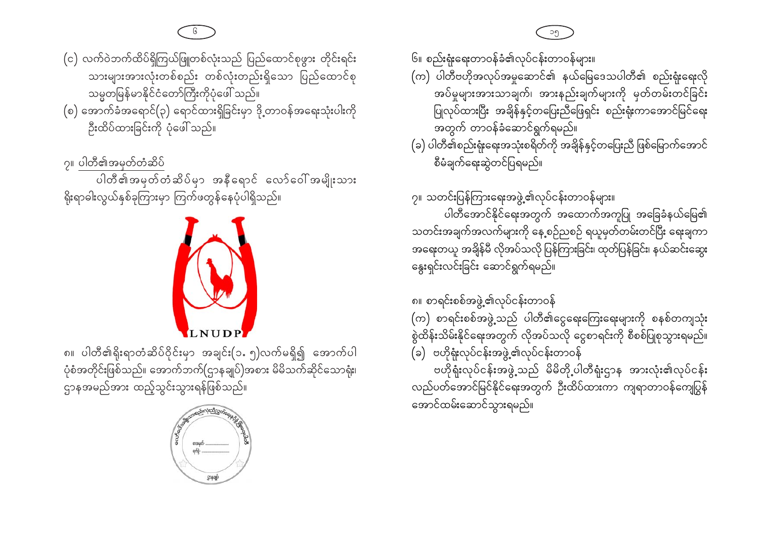(င) လက်ဝဲဘက်ထိပ်ရှိကြယ်ဖြူတစ်လုံးသည် ပြည်ထောင်စုဖွား တိုင်းရင်းသားများအားလုံးတစ်စည်း တစ်လုံးတည်းရှိသော ပြည်ထောင်စုသမ္မတမြန်မာနိုင်ငံတော်ကြီးကိုပုံဖေါ်သည်။

(စ) အောက်ခံအရောင်(၃) ရောင်ထားရှိခြင်းမှာ ဒို့တာဝန်အရေးသုံးပါးကို ဦးထိပ်ထားခြင်းကို ပုံဖေါ်သည်။

၇။ ပါတီ၏အမှတ်တံဆိပ်

ပါတီ၏အမှတ်တံဆိပ်မှာ အနီရောင် လော်ဝေါ်အမျိုးသားရိုးရာခါးလွယ်နှစ်ခုကြားမှာ ကြက်ဖတွန်နေပုံပါရှိသည်။

LNUDP

၈။ ပါတီ၏ရိုးရာတံဆိပ်ဝိုင်းမှာ အချင်း(၁.၅)လက်မရှိ၍ အောက်ပါပုံစံအတိုင်းဖြစ်သည်။ အောက်ဘက်(ဌာနချုပ်)အစား မိမိသက်ဆိုင်သောရုံး၊ ဌာနအမည်အား ထည့်သွင်းသွားရန်ဖြစ်သည်။

၆။ စည်းရုံးရေးတာဝန်ခံ၏လုပ်ငန်းတာဝန်များ။

(က) ပါတီဗဟိုအလုပ်အမှုဆောင်၏ နယ်မြေဒေသပါတီ၏ စည်းရုံးရေးလိုအပ်မှုများအားသာချက်၊ အားနည်းချက်များကို မှတ်တမ်းတင်ခြင်းပြုလုပ်ထားပြီး အချိန်နှင့်တပြေးညီဖြေရှင်း စည်းရုံးကာအောင်မြင်ရေးအတွက် တာဝန်ခံဆောင်ရွက်ရမည်။

(ခ) ပါတီ၏စည်းရုံးရေးအသုံးစရိတ်ကို အချိန်နှင့်တပြေးညီ ဖြစ်မြောက်အောင်စီမံချက်ရေးဆွဲတင်ပြရမည်။

၇။ သတင်းပြန်ကြားရေးအဖွဲ့၏လုပ်ငန်းတာဝန်များ။

ပါတီအောင်နိုင်ရေးအတွက် အထောက်အကူပြု အခြေခံနယ်မြေ၏သတင်းအချက်အလက်များကို နေ့စဉ်ညစဉ် ရယူမှတ်တမ်းတင်ပြီး ရေးချကာအရေးတယူ အချိန်မီ လိုအပ်သလို ပြန်ကြားခြင်း၊ ထုတ်ပြန်ခြင်း၊ နယ်ဆင်းဆွေးနွေးရှင်းလင်းခြင်း ဆောင်ရွက်ရမည်။

၈။ စာရင်းစစ်အဖွဲ့၏လုပ်ငန်းတာဝန်

(က) စာရင်းစစ်အဖွဲ့သည် ပါတီ၏ငွေရေးကြေးရေးများကို စနစ်တကျသုံးစွဲထိန်းသိမ်းနိုင်ရေးအတွက် လိုအပ်သလို ငွေစာရင်းကို စီစစ်ပြုစုသွားရမည်။

(ခ) ဗဟိုရုံးလုပ်ငန်းအဖွဲ့၏လုပ်ငန်းတာဝန်

ဗဟိုရုံးလုပ်ငန်းအဖွဲ့သည် မိမိတို့ပါတီရုံးဌာန အားလုံး၏လုပ်ငန်းလည်ပတ်အောင်မြင်နိုင်ရေးအတွက် ဦးထိပ်ထားကာ ကျရာတာဝန်ကျေပြွန်အောင်ထမ်းဆောင်သွားရမည်။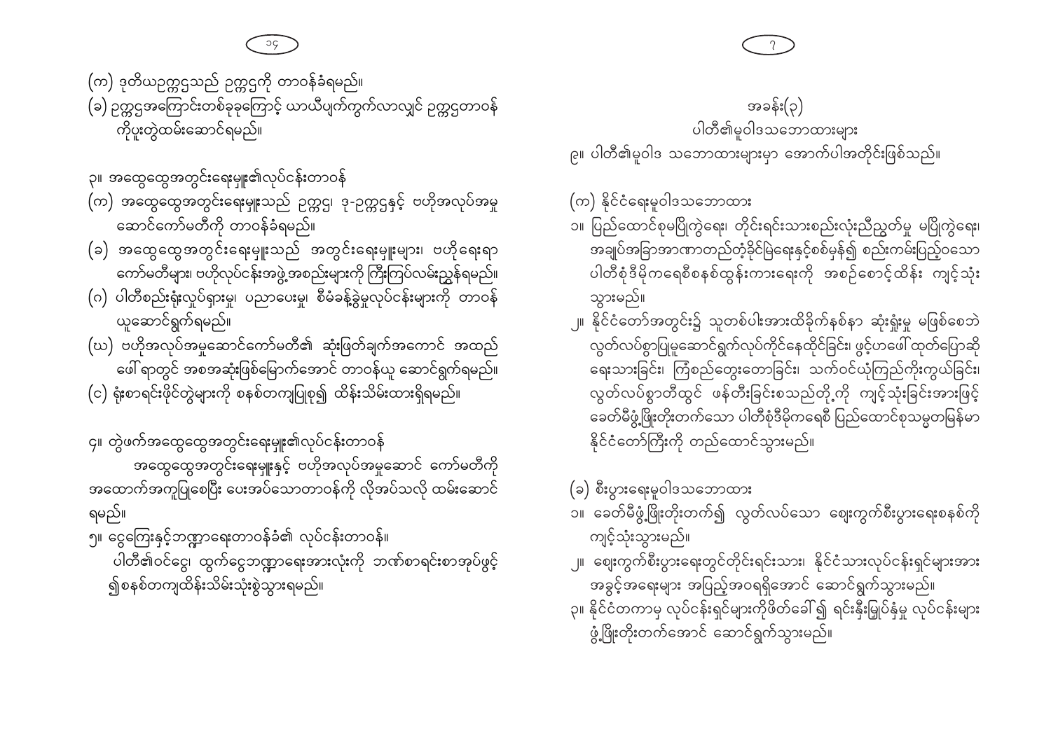(က) ဒုတိယဥက္ကဋ္ဌသည် ဥက္ကဋ္ဌကို တာဝန်ခံရမည်။

(ခ) ဥက္ကဋ္ဌအကြောင်းတစ်ခုခုကြောင့် ယာယီပျက်ကွက်လာလျှင် ဥက္ကဋ္ဌတာဝန်ကိုပူးတွဲထမ်းဆောင်ရမည်။

၃။ အထွေထွေအတွင်းရေးမှူး၏လုပ်ငန်းတာဝန်

(က) အထွေထွေအတွင်းရေးမှူးသည် ဥက္ကဋ္ဌ၊ ဒု-ဥက္ကဋ္ဌနှင့် ဗဟိုအလုပ်အမှုဆောင်ကော်မတီကို တာဝန်ခံရမည်။

(ခ) အထွေထွေအတွင်းရေးမှူးသည် အတွင်းရေးမှူးများ၊ ဗဟိုရေးရာကော်မတီများ၊ ဗဟိုလုပ်ငန်းအဖွဲ့အစည်းများကို ကြီးကြပ်လမ်းညွှန်ရမည်။

(ဂ) ပါတီစည်းရုံးလှုပ်ရှားမှု၊ ပညာပေးမှု၊ စီမံခန့်ခွဲမှုလုပ်ငန်းများကို တာဝန်ယူဆောင်ရွက်ရမည်။

(ဃ) ဗဟိုအလုပ်အမှုဆောင်ကော်မတီ၏ ဆုံးဖြတ်ချက်အကောင် အထည်ဖော်ရာတွင် အစအဆုံးဖြစ်မြောက်အောင် တာဝန်ယူ ဆောင်ရွက်ရမည်။

(င) ရုံးစာရင်းဖိုင်တွဲများကို စနစ်တကျပြုစု၍ ထိန်းသိမ်းထားရှိရမည်။

၄။ တွဲဖက်အထွေထွေအတွင်းရေးမှူး၏လုပ်ငန်းတာဝန်

အထွေထွေအတွင်းရေးမှူးနှင့် ဗဟိုအလုပ်အမှုဆောင် ကော်မတီကို အထောက်အကူပြုစေပြီး ပေးအပ်သောတာဝန်ကို လိုအပ်သလို ထမ်းဆောင်ရမည်။

၅။ ငွေကြေးနှင့်ဘဏ္ဍာရေးတာဝန်ခံ၏ လုပ်ငန်းတာဝန်။

ပါတီ၏ဝင်ငွေ၊ ထွက်ငွေဘဏ္ဍာရေးအားလုံးကို ဘဏ်စာရင်းစာအုပ်ဖွင့်၍စနစ်တကျထိန်းသိမ်းသုံးစွဲသွားရမည်။

အခန်း(၃)

ပါတီ၏မူဝါဒသဘောထားများ

၉။ ပါတီ၏မူဝါဒ သဘောထားများမှာ အောက်ပါအတိုင်းဖြစ်သည်။

(က) နိုင်ငံရေးမူဝါဒသဘောထား

၁။ ပြည်ထောင်စုမပြိုကွဲရေး၊ တိုင်းရင်းသားစည်းလုံးညီညွတ်မှု မပြိုကွဲရေး၊ အချုပ်အခြာအာဏာတည်တံ့ခိုင်မြဲရေးနှင့်စစ်မှန်၍ စည်းကမ်းပြည့်ဝသော ပါတီစုံဒီမိုကရေစီစနစ်ထွန်းကားရေးကို အစဉ်စောင့်ထိန်း ကျင့်သုံးသွားမည်။

၂။ နိုင်ငံတော်အတွင်း၌ သူတစ်ပါးအားထိခိုက်နစ်နာ ဆုံးရှုံးမှု မဖြစ်စေဘဲ လွတ်လပ်စွာပြုမူဆောင်ရွက်လုပ်ကိုင်နေထိုင်ခြင်း၊ ဖွင့်ဟဖေါ်ထုတ်ပြောဆိုရေးသားခြင်း၊ ကြံစည်တွေးတောခြင်း၊ သက်ဝင်ယုံကြည်ကိုးကွယ်ခြင်း၊ လွတ်လပ်စွာတီထွင် ဖန်တီးခြင်းစသည်တို့ကို ကျင့်သုံးခြင်းအားဖြင့် ခေတ်မီဖွံ့ဖြိုးတိုးတက်သော ပါတီစုံဒီမိုကရေစီ ပြည်ထောင်စုသမ္မတမြန်မာနိုင်ငံတော်ကြီးကို တည်ထောင်သွားမည်။

(ခ) စီးပွားရေးမူဝါဒသဘောထား

၁။ ခေတ်မီဖွံ့ဖြိုးတိုးတက်၍ လွတ်လပ်သော ဈေးကွက်စီးပွားရေးစနစ်ကို ကျင့်သုံးသွားမည်။

၂။ ဈေးကွက်စီးပွားရေးတွင်တိုင်းရင်းသား၊ နိုင်ငံသားလုပ်ငန်းရှင်များအား အခွင့်အရေးများ အပြည့်အဝရရှိအောင် ဆောင်ရွက်သွားမည်။

၃။ နိုင်ငံတကာမှ လုပ်ငန်းရှင်များကိုဖိတ်ခေါ်၍ ရင်းနှီးမြှုပ်နှံမှု လုပ်ငန်းများ ဖွံ့ဖြိုးတိုးတက်အောင် ဆောင်ရွက်သွားမည်။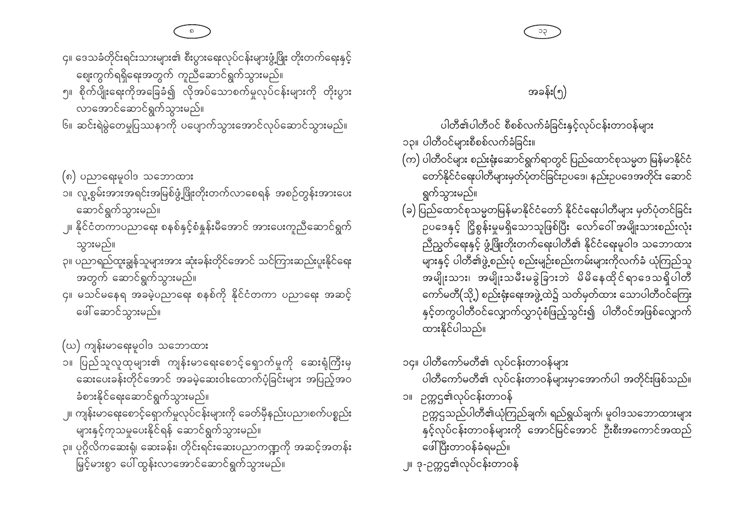၄။ ဒေသခံတိုင်းရင်းသားများ၏ စီးပွားရေးလုပ်ငန်းများဖွံ့ဖြိုး တိုးတက်ရေးနှင့် ဈေးကွက်ရရှိရေးအတွက် ကူညီဆောင်ရွက်သွားမည်။

၅။ စိုက်ပျိုးရေးကိုအခြေခံ၍ လိုအပ်သောစက်မှုလုပ်ငန်းများကို တိုးပွားလာအောင်ဆောင်ရွက်သွားမည်။

၆။ ဆင်းရဲမွဲတေမှုပြဿနာကို ပပျောက်သွားအောင်လုပ်ဆောင်သွားမည်။

(ဂ) ပညာရေးမူဝါဒ သဘောထား

၁။ လူ့စွမ်းအားအရင်းအမြစ်ဖွံ့ဖြိုးတိုးတက်လာစေရန် အစဉ်တွန်းအားပေးဆောင်ရွက်သွားမည်။

၂။ နိုင်ငံတကာပညာရေး စနစ်နှင့်စံနှုန်းမီအောင် အားပေးကူညီဆောင်ရွက်သွားမည်။

၃။ ပညာရည်ထူးချွန်သူများအား ဆုံးခန်းတိုင်အောင် သင်ကြားဆည်းပူးနိုင်ရေးအတွက် ဆောင်ရွက်သွားမည်။

၄။ မသင်မနေရ အခမဲ့ပညာရေး စနစ်ကို နိုင်ငံတကာ ပညာရေး အဆင့်ဖေါ်ဆောင်သွားမည်။

(ဃ) ကျန်းမာရေးမူဝါဒ သဘောထား

၁။ ပြည်သူလူထုများ၏ ကျန်းမာရေးစောင့်ရှောက်မှုကို ဆေးရုံကြီးမှဆေးပေးခန်းတိုင်အောင် အခမဲ့ဆေးဝါးထောက်ပံ့ခြင်းများ အပြည့်အဝခံစားနိုင်ရေးဆောင်ရွက်သွားမည်။

၂။ ကျန်းမာရေးစောင့်ရှောက်မှုလုပ်ငန်းများကို ခေတ်မီနည်းပညာ၊စက်ပစ္စည်းများနှင့်ကုသမှုပေးနိုင်ရန် ဆောင်ရွက်သွားမည်။

၃။ ပုဂ္ဂလိကဆေးရုံ၊ ဆေးခန်း၊ တိုင်းရင်းဆေးပညာကဏ္ဍကို အဆင့်အတန်းမြင့်မားစွာ ပေါ်ထွန်းလာအောင်ဆောင်ရွက်သွားမည်။

## အခန်း(၅)

### ပါတီ၏ပါတီဝင် စီစစ်လက်ခံခြင်းနှင့်လုပ်ငန်းတာဝန်များ

၁၃။ ပါတီဝင်များစီစစ်လက်ခံခြင်း။

(က) ပါတီဝင်များ စည်းရုံးဆောင်ရွက်ရာတွင် ပြည်ထောင်စုသမ္မတ မြန်မာနိုင်ငံတော်နိုင်ငံရေးပါတီများမှတ်ပုံတင်ခြင်းဥပဒေ၊ နည်းဥပဒေအတိုင်း ဆောင်ရွက်သွားမည်။

(ခ) ပြည်ထောင်စုသမ္မတမြန်မာနိုင်ငံတော် နိုင်ငံရေးပါတီများ မှတ်ပုံတင်ခြင်းဥပဒေနှင့် ငြိစွန်းမှုမရှိသောသူဖြစ်ပြီး လော်ဝေါ်အမျိုးသားစည်းလုံးညီညွတ်ရေးနှင့် ဖွံ့ဖြိုးတိုးတက်ရေးပါတီ၏ နိုင်ငံရေးမူဝါဒ သဘောထားများနှင့် ပါတီ၏ဖွဲ့စည်းပုံ စည်းမျဉ်းစည်းကမ်းများကိုလက်ခံ ယုံကြည်သူအမျိုးသား၊ အမျိုးသမီးမခွဲခြားဘဲ မိမိနေထိုင်ရာဒေသရှိပါတီကော်မတီ(သို့) စည်းရုံးရေးအဖွဲ့ထံ၌ သတ်မှတ်ထား သောပါတီဝင်ကြေးနှင့်တကွပါတီဝင်လျှောက်လွှာပုံစံဖြည့်သွင်း၍ ပါတီဝင်အဖြစ်လျှောက်ထားနိုင်ပါသည်။

၁၄။ ပါတီကော်မတီ၏ လုပ်ငန်းတာဝန်များ

ပါတီကော်မတီ၏ လုပ်ငန်းတာဝန်များမှာအောက်ပါ အတိုင်းဖြစ်သည်။

၁။ ဥက္ကဋ္ဌ၏လုပ်ငန်းတာဝန်

ဥက္ကဋ္ဌသည်ပါတီ၏ယုံကြည်ချက်၊ ရည်ရွယ်ချက်၊ မူဝါဒသဘောထားများနှင့်လုပ်ငန်းတာဝန်များကို အောင်မြင်အောင် ဦးစီးအကောင်အထည်ဖေါ်ပြီးတာဝန်ခံရမည်။

၂။ ဒု-ဥက္ကဋ္ဌ၏လုပ်ငန်းတာဝန်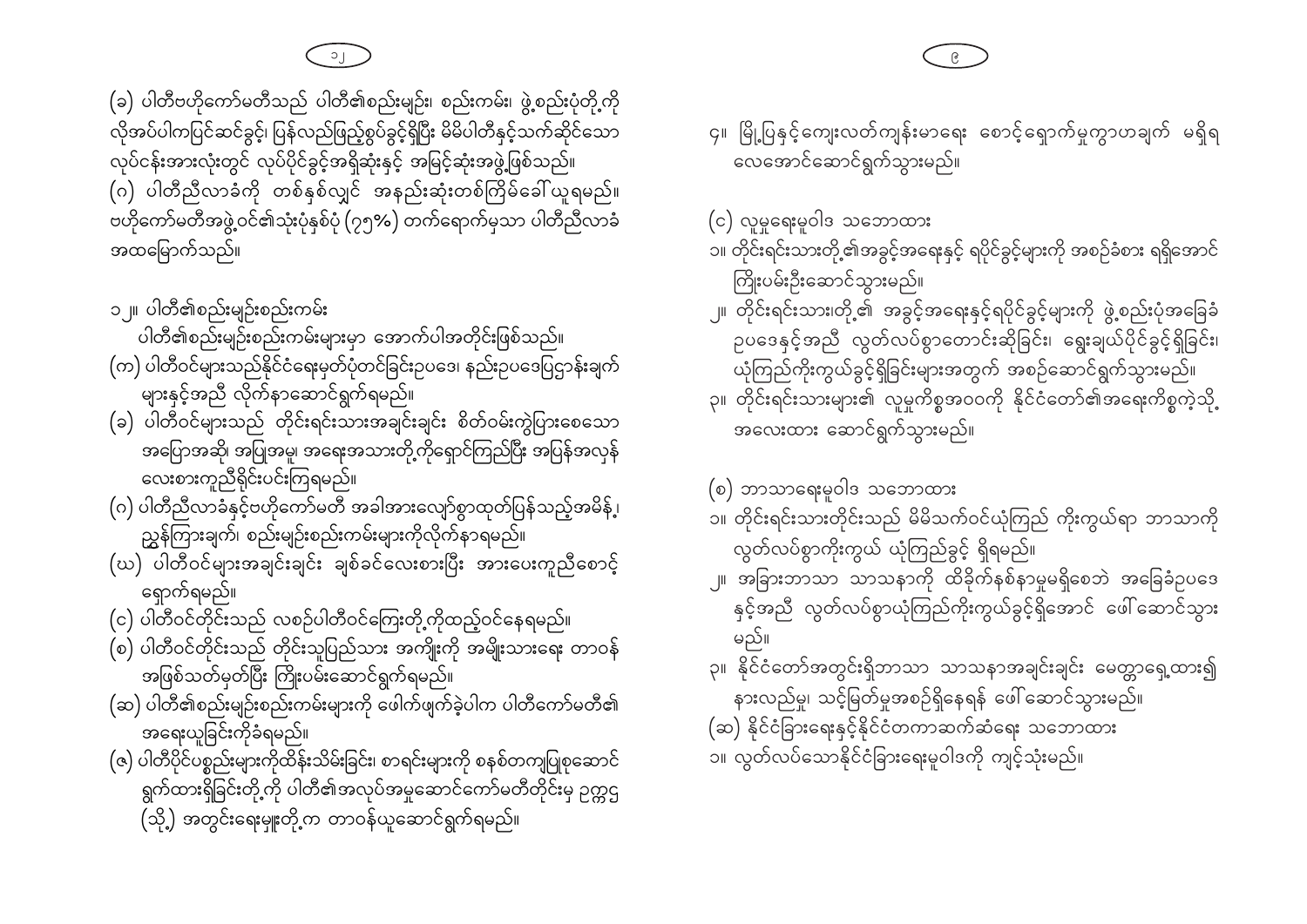(ခ) ပါတီဗဟိုကော်မတီသည် ပါတီ၏စည်းမျဉ်း၊ စည်းကမ်း၊ ဖွဲ့စည်းပုံတို့ကို လိုအပ်ပါကပြင်ဆင်ခွင့်၊ ပြန်လည်ဖြည့်စွက်ခွင့်ရှိပြီး မိမိပါတီနှင့်သက်ဆိုင်သော လုပ်ငန်းအားလုံးတွင် လုပ်ပိုင်ခွင့်အရှိဆုံးနှင့် အမြင့်ဆုံးအဖွဲ့ဖြစ်သည်။

(ဂ) ပါတီညီလာခံကို တစ်နှစ်လျှင် အနည်းဆုံးတစ်ကြိမ်ခေါ်ယူရမည်။ ဗဟိုကော်မတီအဖွဲ့ဝင်၏သုံးပုံနှစ်ပုံ (၇၅%) တက်ရောက်မှသာ ပါတီညီလာခံ အထမြောက်သည်။

၁၂။ ပါတီ၏စည်းမျဉ်းစည်းကမ်း

ပါတီ၏စည်းမျဉ်းစည်းကမ်းများမှာ အောက်ပါအတိုင်းဖြစ်သည်။

(က) ပါတီဝင်များသည်နိုင်ငံရေးမှတ်ပုံတင်ခြင်းဥပဒေ၊ နည်းဥပဒေပြဋ္ဌာန်းချက်များနှင့်အညီ လိုက်နာဆောင်ရွက်ရမည်။

(ခ) ပါတီဝင်များသည် တိုင်းရင်းသားအချင်းချင်း စိတ်ဝမ်းကွဲပြားစေသော အပြောအဆို၊ အပြုအမူ၊ အရေးအသားတို့ကိုရှောင်ကြဉ်ပြီး အပြန်အလှန် လေးစားကူညီရိုင်းပင်းကြရမည်။

(ဂ) ပါတီညီလာခံနှင့်ဗဟိုကော်မတီ အခါအားလျော်စွာထုတ်ပြန်သည့်အမိန့်၊ ညွှန်ကြားချက်၊ စည်းမျဉ်းစည်းကမ်းများကိုလိုက်နာရမည်။

(ဃ) ပါတီဝင်များအချင်းချင်း ချစ်ခင်လေးစားပြီး အားပေးကူညီစောင့်ရှောက်ရမည်။

(င) ပါတီဝင်တိုင်းသည် လစဉ်ပါတီဝင်ကြေးတို့ကိုထည့်ဝင်နေရမည်။

(စ) ပါတီဝင်တိုင်းသည် တိုင်းသူပြည်သား အကျိုးကို အမျိုးသားရေး တာဝန်အဖြစ်သတ်မှတ်ပြီး ကြိုးပမ်းဆောင်ရွက်ရမည်။

(ဆ) ပါတီ၏စည်းမျဉ်းစည်းကမ်းများကို ဖေါက်ဖျက်ခဲ့ပါက ပါတီကော်မတီ၏ အရေးယူခြင်းကိုခံရမည်။

(ဇ) ပါတီပိုင်ပစ္စည်းများကိုထိန်းသိမ်းခြင်း၊ စာရင်းများကို စနစ်တကျပြုစုဆောင်ရွက်ထားရှိခြင်းတို့ကို ပါတီ၏အလုပ်အမှုဆောင်ကော်မတီတိုင်းမှ ဥက္ကဋ္ဌ (သို့) အတွင်းရေးမှူးတို့က တာဝန်ယူဆောင်ရွက်ရမည်။

၄။ မြို့ပြနှင့်ကျေးလက်ကျန်းမာရေး စောင့်ရှောက်မှုကွာဟချက် မရှိရလေအောင်ဆောင်ရွက်သွားမည်။

(င) လူမှုရေးမူဝါဒ သဘောထား

၁။ တိုင်းရင်းသားတို့၏အခွင့်အရေးနှင့် ရပိုင်ခွင့်များကို အစဉ်ခံစား ရရှိအောင် ကြိုးပမ်းဦးဆောင်သွားမည်။

၂။ တိုင်းရင်းသားတို့၏ အခွင့်အရေးနှင့်ရပိုင်ခွင့်များကို ဖွဲ့စည်းပုံအခြေခံဥပဒေနှင့်အညီ လွတ်လပ်စွာတောင်းဆိုခြင်း၊ ရွေးချယ်ပိုင်ခွင့်ရှိခြင်း၊ ယုံကြည်ကိုးကွယ်ခွင့်ရှိခြင်းများအတွက် အစဉ်ဆောင်ရွက်သွားမည်။

၃။ တိုင်းရင်းသားများ၏ လူမှုကိစ္စအဝဝကို နိုင်ငံတော်၏အရေးကိစ္စကဲ့သို့ အလေးထား ဆောင်ရွက်သွားမည်။

(စ) ဘာသာရေးမူဝါဒ သဘောထား

၁။ တိုင်းရင်းသားတိုင်းသည် မိမိသက်ဝင်ယုံကြည် ကိုးကွယ်ရာ ဘာသာကို လွတ်လပ်စွာကိုးကွယ် ယုံကြည်ခွင့် ရှိရမည်။

၂။ အခြားဘာသာ သာသနာကို ထိခိုက်နစ်နာမှုမရှိစေဘဲ အခြေခံဥပဒေနှင့်အညီ လွတ်လပ်စွာယုံကြည်ကိုးကွယ်ခွင့်ရှိအောင် ဖေါ်ဆောင်သွားမည်။

၃။ နိုင်ငံတော်အတွင်းရှိဘာသာ သာသနာအချင်းချင်း မေတ္တာရှေ့ထား၍ နားလည်မှု၊ သင့်မြတ်မှုအစဉ်ရှိနေရန် ဖေါ်ဆောင်သွားမည်။

(ဆ) နိုင်ငံခြားရေးနှင့်နိုင်ငံတကာဆက်ဆံရေး သဘောထား

၁။ လွတ်လပ်သောနိုင်ငံခြားရေးမူဝါဒကို ကျင့်သုံးမည်။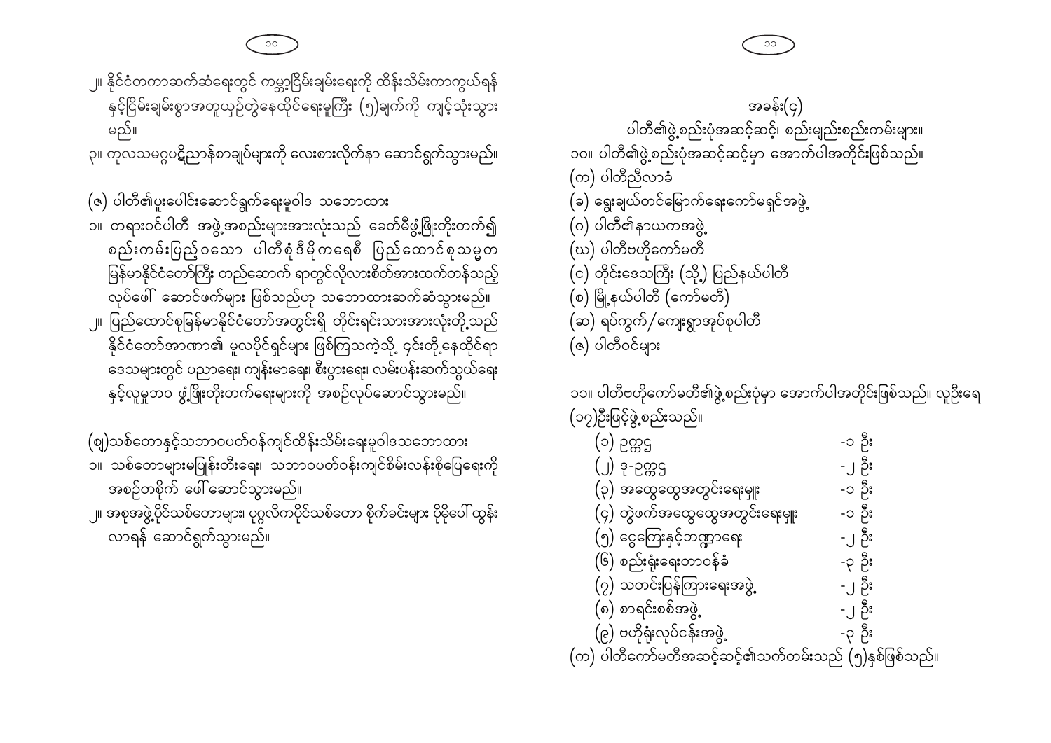၂။ နိုင်ငံတကာဆက်ဆံရေးတွင် ကမ္ဘာ့ငြိမ်းချမ်းရေးကို ထိန်းသိမ်းကာကွယ်ရန်နှင့်ငြိမ်းချမ်းစွာအတူယှဉ်တွဲနေထိုင်ရေးမူကြီး (၅)ချက်ကို ကျင့်သုံးသွားမည်။

၃။ ကုလသမဂ္ဂပဋိညာန်စာချုပ်များကို လေးစားလိုက်နာ ဆောင်ရွက်သွားမည်။

(ဇ) ပါတီ၏ပူးပေါင်းဆောင်ရွက်ရေးမူဝါဒ သဘောထား

၁။ တရားဝင်ပါတီ အဖွဲ့အစည်းများအားလုံးသည် ခေတ်မီဖွံ့ဖြိုးတိုးတက်၍ စည်းကမ်းပြည့်ဝသော ပါတီစုံဒီမိုကရေစီ ပြည်ထောင်စုသမ္မတ မြန်မာနိုင်ငံတော်ကြီး တည်ဆောက် ရာတွင်လိုလားစိတ်အားထက်တန်သည့် လုပ်ဖေါ် ဆောင်ဖက်များ ဖြစ်သည်ဟု သဘောထားဆက်ဆံသွားမည်။

၂။ ပြည်ထောင်စုမြန်မာနိုင်ငံတော်အတွင်းရှိ တိုင်းရင်းသားအားလုံးတို့သည် နိုင်ငံတော်အာဏာ၏ မူလပိုင်ရှင်များ ဖြစ်ကြသကဲ့သို့ ၎င်းတို့နေထိုင်ရာ ဒေသများတွင် ပညာရေး၊ ကျန်းမာရေး၊ စီးပွားရေး၊ လမ်းပန်းဆက်သွယ်ရေးနှင့်လူမှုဘဝ ဖွံ့ဖြိုးတိုးတက်ရေးများကို အစဉ်လုပ်ဆောင်သွားမည်။

(ဈ)သစ်တောနှင့်သဘာဝပတ်ဝန်းကျင်ထိန်းသိမ်းရေးမူဝါဒသဘောထား

၁။ သစ်တောများမပြုန်းတီးရေး၊ သဘာဝပတ်ဝန်းကျင်စိမ်းလန်းစိုပြေရေးကို အစဉ်တစိုက် ဖေါ်ဆောင်သွားမည်။

၂။ အစုအဖွဲ့ပိုင်သစ်တောများ၊ ပုဂ္ဂလိကပိုင်သစ်တော စိုက်ခင်းများ ပိုမိုပေါ်ထွန်းလာရန် ဆောင်ရွက်သွားမည်။

## အခန်း(၄)

### ပါတီ၏ဖွဲ့စည်းပုံအဆင့်ဆင့်၊ စည်းမျဉ်းစည်းကမ်းများ။

၁၀။ ပါတီ၏ဖွဲ့စည်းပုံအဆင့်ဆင့်မှာ အောက်ပါအတိုင်းဖြစ်သည်။

(က) ပါတီညီလာခံ

(ခ) ရွေးချယ်တင်မြောက်ရေးကော်မရှင်အဖွဲ့

(ဂ) ပါတီ၏နာယကအဖွဲ့

(ဃ) ပါတီဗဟိုကော်မတီ

(င) တိုင်းဒေသကြီး (သို့) ပြည်နယ်ပါတီ

(စ) မြို့နယ်ပါတီ (ကော်မတီ)

(ဆ) ရပ်ကွက်/ကျေးရွာအုပ်စုပါတီ

(ဇ) ပါတီဝင်များ

၁၁။ ပါတီဗဟိုကော်မတီ၏ဖွဲ့စည်းပုံမှာ အောက်ပါအတိုင်းဖြစ်သည်။ လူဦးရေ (၁၇)ဦးဖြင့်ဖွဲ့စည်းသည်။

| | |
|---|---|
| (၁) ဥက္ကဌ | -၁ ဦး |
| (၂) ဒု-ဥက္ကဌ | -၂ ဦး |
| (၃) အထွေထွေအတွင်းရေးမှူး | -၁ ဦး |
| (၄) တွဲဖက်အထွေထွေအတွင်းရေးမှူး | -၁ ဦး |
| (၅) ငွေကြေးနှင့်ဘဏ္ဍာရေး | -၂ ဦး |
| (၆) စည်းရုံးရေးတာဝန်ခံ | -၃ ဦး |
| (၇) သတင်းပြန်ကြားရေးအဖွဲ့ | -၂ ဦး |
| (၈) စာရင်းစစ်အဖွဲ့ | -၂ ဦး |
| (၉) ဗဟိုရုံးလုပ်ငန်းအဖွဲ့ | -၃ ဦး |

(က) ပါတီကော်မတီအဆင့်ဆင့်၏သက်တမ်းသည် (၅)နှစ်ဖြစ်သည်။